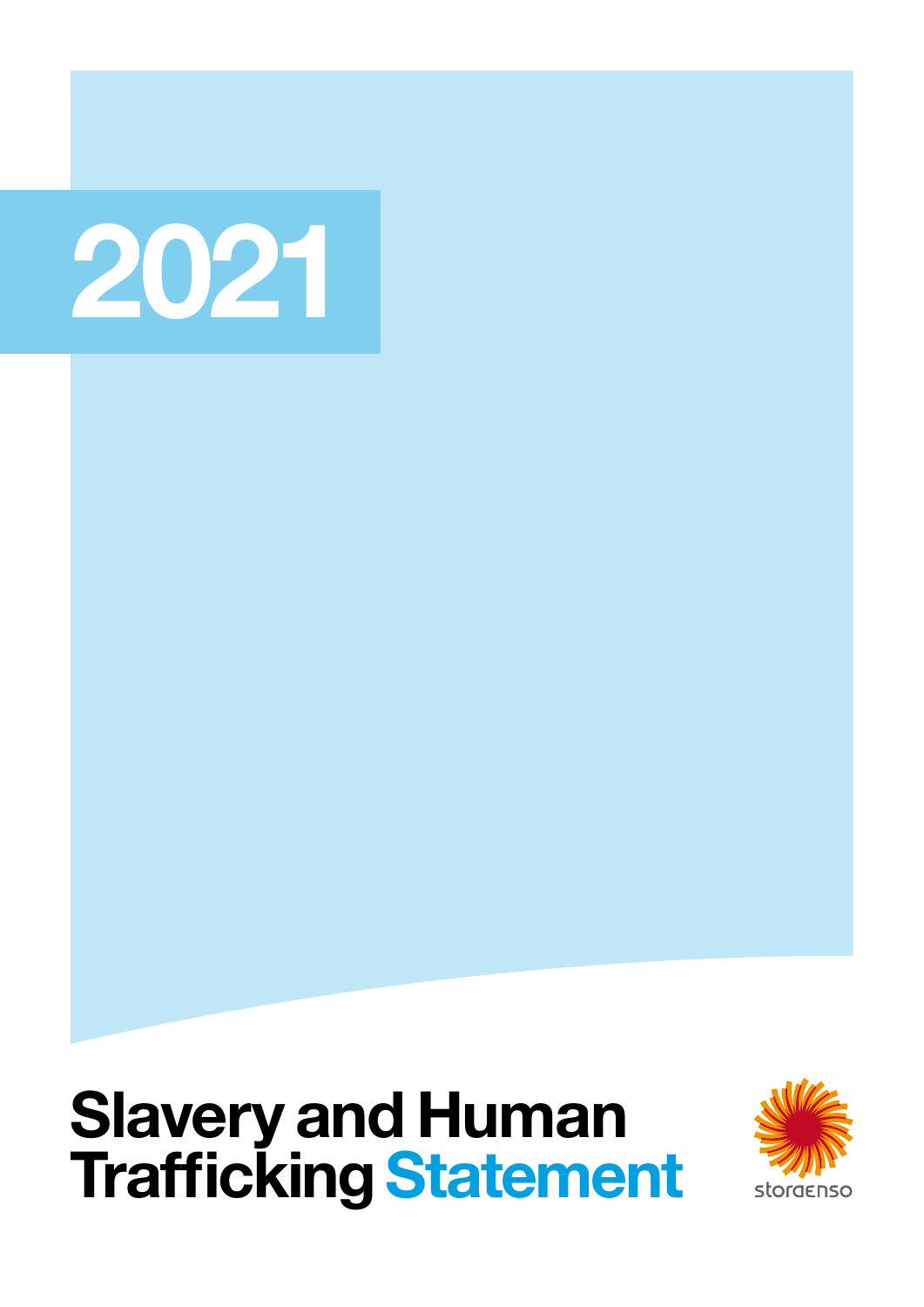2021

# Slavery and Human Trafficking Statement

storaenso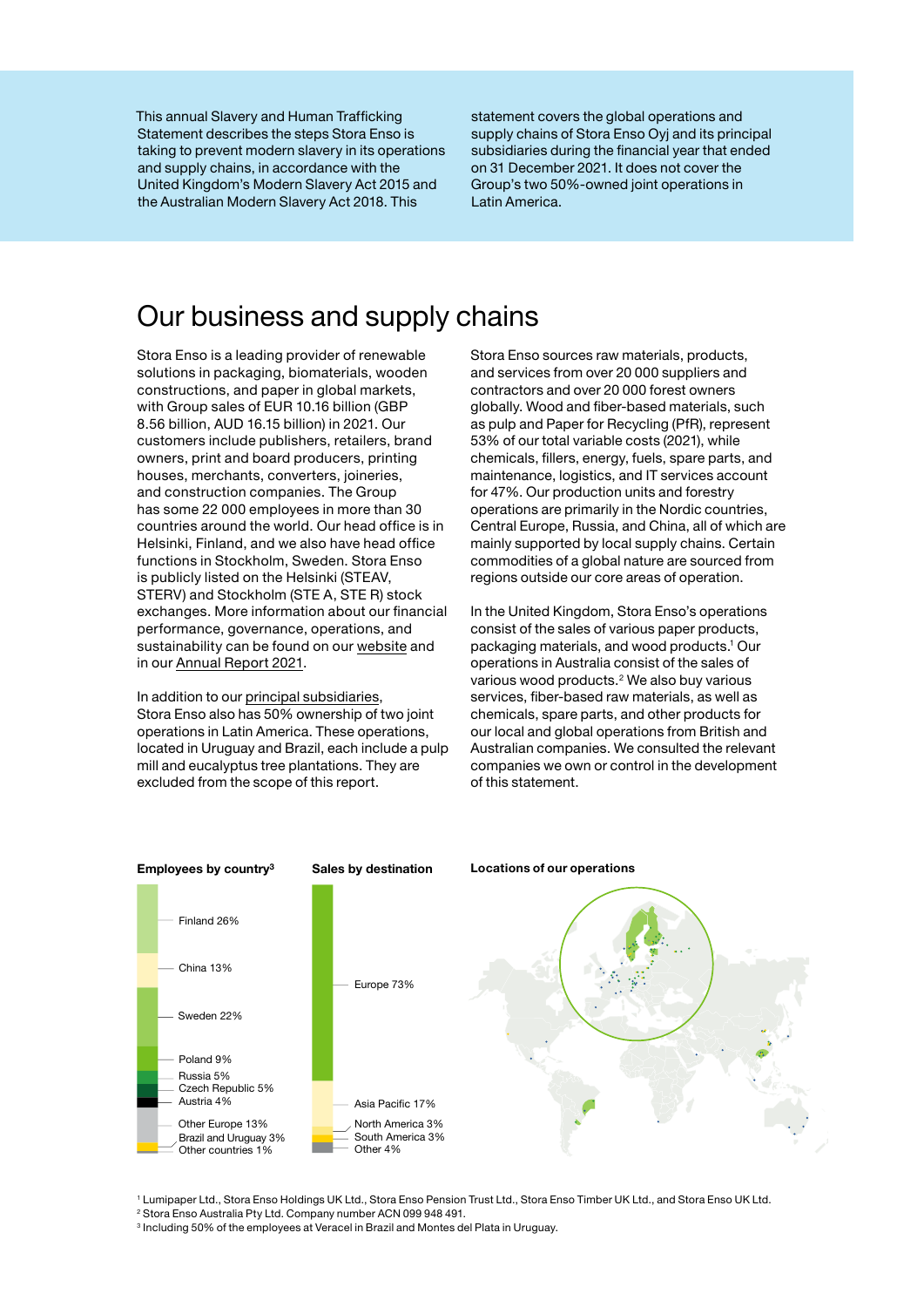This annual Slavery and Human Trafficking Statement describes the steps Stora Enso is taking to prevent modern slavery in its operations and supply chains, in accordance with the United Kingdom's Modern Slavery Act 2015 and the Australian Modern Slavery Act 2018. This statement covers the global operations and supply chains of Stora Enso Oyj and its principal subsidiaries during the financial year that ended on 31 December 2021. It does not cover the Group's two 50%-owned joint operations in Latin America.

# Our business and supply chains

Stora Enso is a leading provider of renewable solutions in packaging, biomaterials, wooden constructions, and paper in global markets, with Group sales of EUR 10.16 billion (GBP 8.56 billion, AUD 16.15 billion) in 2021. Our customers include publishers, retailers, brand owners, print and board producers, printing houses, merchants, converters, joineries, and construction companies. The Group has some 22 000 employees in more than 30 countries around the world. Our head office is in Helsinki, Finland, and we also have head office functions in Stockholm, Sweden. Stora Enso is publicly listed on the Helsinki (STEAV, STERV) and Stockholm (STE A, STE R) stock exchanges. More information about our financial performance, governance, operations, and sustainability can be found on our website and in our Annual Report 2021.

In addition to our principal subsidiaries, Stora Enso also has 50% ownership of two joint operations in Latin America. These operations, located in Uruguay and Brazil, each include a pulp mill and eucalyptus tree plantations. They are excluded from the scope of this report.

Stora Enso sources raw materials, products, and services from over 20 000 suppliers and contractors and over 20 000 forest owners globally. Wood and fiber-based materials, such as pulp and Paper for Recycling (PfR), represent 53% of our total variable costs (2021), while chemicals, fillers, energy, fuels, spare parts, and maintenance, logistics, and IT services account for 47%. Our production units and forestry operations are primarily in the Nordic countries, Central Europe, Russia, and China, all of which are mainly supported by local supply chains. Certain commodities of a global nature are sourced from regions outside our core areas of operation.

In the United Kingdom, Stora Enso's operations consist of the sales of various paper products, packaging materials, and wood products.[1] Our operations in Australia consist of the sales of various wood products.[2] We also buy various services, fiber-based raw materials, as well as chemicals, spare parts, and other products for our local and global operations from British and Australian companies. We consulted the relevant companies we own or control in the development of this statement.

**Employees by country[3]**

- Finland 26%
- China 13%
- Sweden 22%
- Poland 9%
- Russia 5%
- Czech Republic 5%
- Austria 4%
- Other Europe 13%
- Brazil and Uruguay 3%
- Other countries 1%

**Sales by destination**

- Europe 73%
- Asia Pacific 17%
- North America 3%
- South America 3%
- Other 4%

**Locations of our operations**

[1] Lumipaper Ltd., Stora Enso Holdings UK Ltd., Stora Enso Pension Trust Ltd., Stora Enso Timber UK Ltd., and Stora Enso UK Ltd.

[2] Stora Enso Australia Pty Ltd. Company number ACN 099 948 491.

[3] Including 50% of the employees at Veracel in Brazil and Montes del Plata in Uruguay.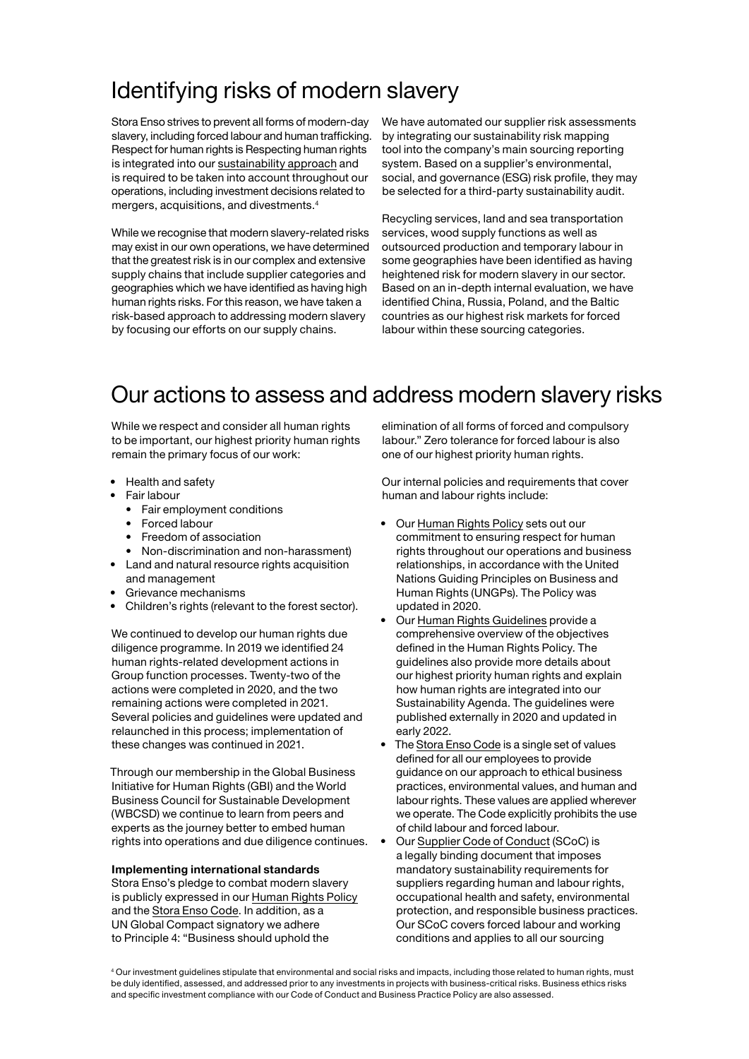# Identifying risks of modern slavery

Stora Enso strives to prevent all forms of modern-day slavery, including forced labour and human trafficking. Respect for human rights is Respecting human rights is integrated into our sustainability approach and is required to be taken into account throughout our operations, including investment decisions related to mergers, acquisitions, and divestments.[4]

While we recognise that modern slavery-related risks may exist in our own operations, we have determined that the greatest risk is in our complex and extensive supply chains that include supplier categories and geographies which we have identified as having high human rights risks. For this reason, we have taken a risk-based approach to addressing modern slavery by focusing our efforts on our supply chains.

We have automated our supplier risk assessments by integrating our sustainability risk mapping tool into the company's main sourcing reporting system. Based on a supplier's environmental, social, and governance (ESG) risk profile, they may be selected for a third-party sustainability audit.

Recycling services, land and sea transportation services, wood supply functions as well as outsourced production and temporary labour in some geographies have been identified as having heightened risk for modern slavery in our sector. Based on an in-depth internal evaluation, we have identified China, Russia, Poland, and the Baltic countries as our highest risk markets for forced labour within these sourcing categories.

# Our actions to assess and address modern slavery risks

While we respect and consider all human rights to be important, our highest priority human rights remain the primary focus of our work:

- Health and safety
- Fair labour
  - Fair employment conditions
  - Forced labour
  - Freedom of association
  - Non-discrimination and non-harassment)
- Land and natural resource rights acquisition and management
- Grievance mechanisms
- Children's rights (relevant to the forest sector).

We continued to develop our human rights due diligence programme. In 2019 we identified 24 human rights-related development actions in Group function processes. Twenty-two of the actions were completed in 2020, and the two remaining actions were completed in 2021. Several policies and guidelines were updated and relaunched in this process; implementation of these changes was continued in 2021.

Through our membership in the Global Business Initiative for Human Rights (GBI) and the World Business Council for Sustainable Development (WBCSD) we continue to learn from peers and experts as the journey better to embed human rights into operations and due diligence continues.

**Implementing international standards**

Stora Enso's pledge to combat modern slavery is publicly expressed in our Human Rights Policy and the Stora Enso Code. In addition, as a UN Global Compact signatory we adhere to Principle 4: "Business should uphold the elimination of all forms of forced and compulsory labour." Zero tolerance for forced labour is also one of our highest priority human rights.

Our internal policies and requirements that cover human and labour rights include:

- Our Human Rights Policy sets out our commitment to ensuring respect for human rights throughout our operations and business relationships, in accordance with the United Nations Guiding Principles on Business and Human Rights (UNGPs). The Policy was updated in 2020.
- Our Human Rights Guidelines provide a comprehensive overview of the objectives defined in the Human Rights Policy. The guidelines also provide more details about our highest priority human rights and explain how human rights are integrated into our Sustainability Agenda. The guidelines were published externally in 2020 and updated in early 2022.
- The Stora Enso Code is a single set of values defined for all our employees to provide guidance on our approach to ethical business practices, environmental values, and human and labour rights. These values are applied wherever we operate. The Code explicitly prohibits the use of child labour and forced labour.
- Our Supplier Code of Conduct (SCoC) is a legally binding document that imposes mandatory sustainability requirements for suppliers regarding human and labour rights, occupational health and safety, environmental protection, and responsible business practices. Our SCoC covers forced labour and working conditions and applies to all our sourcing

[4] Our investment guidelines stipulate that environmental and social risks and impacts, including those related to human rights, must be duly identified, assessed, and addressed prior to any investments in projects with business-critical risks. Business ethics risks and specific investment compliance with our Code of Conduct and Business Practice Policy are also assessed.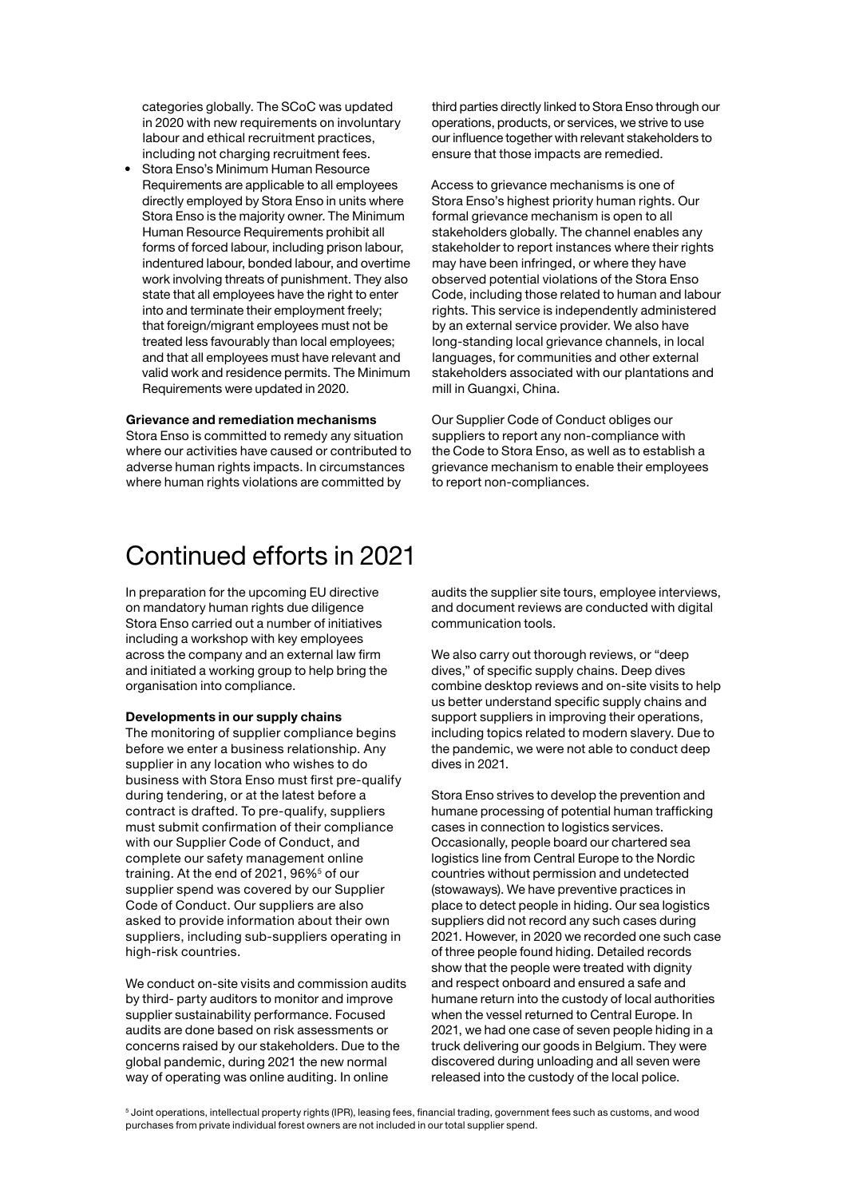categories globally. The SCoC was updated in 2020 with new requirements on involuntary labour and ethical recruitment practices, including not charging recruitment fees.

- Stora Enso's Minimum Human Resource Requirements are applicable to all employees directly employed by Stora Enso in units where Stora Enso is the majority owner. The Minimum Human Resource Requirements prohibit all forms of forced labour, including prison labour, indentured labour, bonded labour, and overtime work involving threats of punishment. They also state that all employees have the right to enter into and terminate their employment freely; that foreign/migrant employees must not be treated less favourably than local employees; and that all employees must have relevant and valid work and residence permits. The Minimum Requirements were updated in 2020.

**Grievance and remediation mechanisms**
Stora Enso is committed to remedy any situation where our activities have caused or contributed to adverse human rights impacts. In circumstances where human rights violations are committed by third parties directly linked to Stora Enso through our operations, products, or services, we strive to use our influence together with relevant stakeholders to ensure that those impacts are remedied.

Access to grievance mechanisms is one of Stora Enso's highest priority human rights. Our formal grievance mechanism is open to all stakeholders globally. The channel enables any stakeholder to report instances where their rights may have been infringed, or where they have observed potential violations of the Stora Enso Code, including those related to human and labour rights. This service is independently administered by an external service provider. We also have long-standing local grievance channels, in local languages, for communities and other external stakeholders associated with our plantations and mill in Guangxi, China.

Our Supplier Code of Conduct obliges our suppliers to report any non-compliance with the Code to Stora Enso, as well as to establish a grievance mechanism to enable their employees to report non-compliances.

# Continued efforts in 2021

In preparation for the upcoming EU directive on mandatory human rights due diligence Stora Enso carried out a number of initiatives including a workshop with key employees across the company and an external law firm and initiated a working group to help bring the organisation into compliance.

**Developments in our supply chains**
The monitoring of supplier compliance begins before we enter a business relationship. Any supplier in any location who wishes to do business with Stora Enso must first pre-qualify during tendering, or at the latest before a contract is drafted. To pre-qualify, suppliers must submit confirmation of their compliance with our Supplier Code of Conduct, and complete our safety management online training. At the end of 2021, 96%[5] of our supplier spend was covered by our Supplier Code of Conduct. Our suppliers are also asked to provide information about their own suppliers, including sub-suppliers operating in high-risk countries.

We conduct on-site visits and commission audits by third- party auditors to monitor and improve supplier sustainability performance. Focused audits are done based on risk assessments or concerns raised by our stakeholders. Due to the global pandemic, during 2021 the new normal way of operating was online auditing. In online audits the supplier site tours, employee interviews, and document reviews are conducted with digital communication tools.

We also carry out thorough reviews, or "deep dives," of specific supply chains. Deep dives combine desktop reviews and on-site visits to help us better understand specific supply chains and support suppliers in improving their operations, including topics related to modern slavery. Due to the pandemic, we were not able to conduct deep dives in 2021.

Stora Enso strives to develop the prevention and humane processing of potential human trafficking cases in connection to logistics services. Occasionally, people board our chartered sea logistics line from Central Europe to the Nordic countries without permission and undetected (stowaways). We have preventive practices in place to detect people in hiding. Our sea logistics suppliers did not record any such cases during 2021. However, in 2020 we recorded one such case of three people found hiding. Detailed records show that the people were treated with dignity and respect onboard and ensured a safe and humane return into the custody of local authorities when the vessel returned to Central Europe. In 2021, we had one case of seven people hiding in a truck delivering our goods in Belgium. They were discovered during unloading and all seven were released into the custody of the local police.

[5] Joint operations, intellectual property rights (IPR), leasing fees, financial trading, government fees such as customs, and wood purchases from private individual forest owners are not included in our total supplier spend.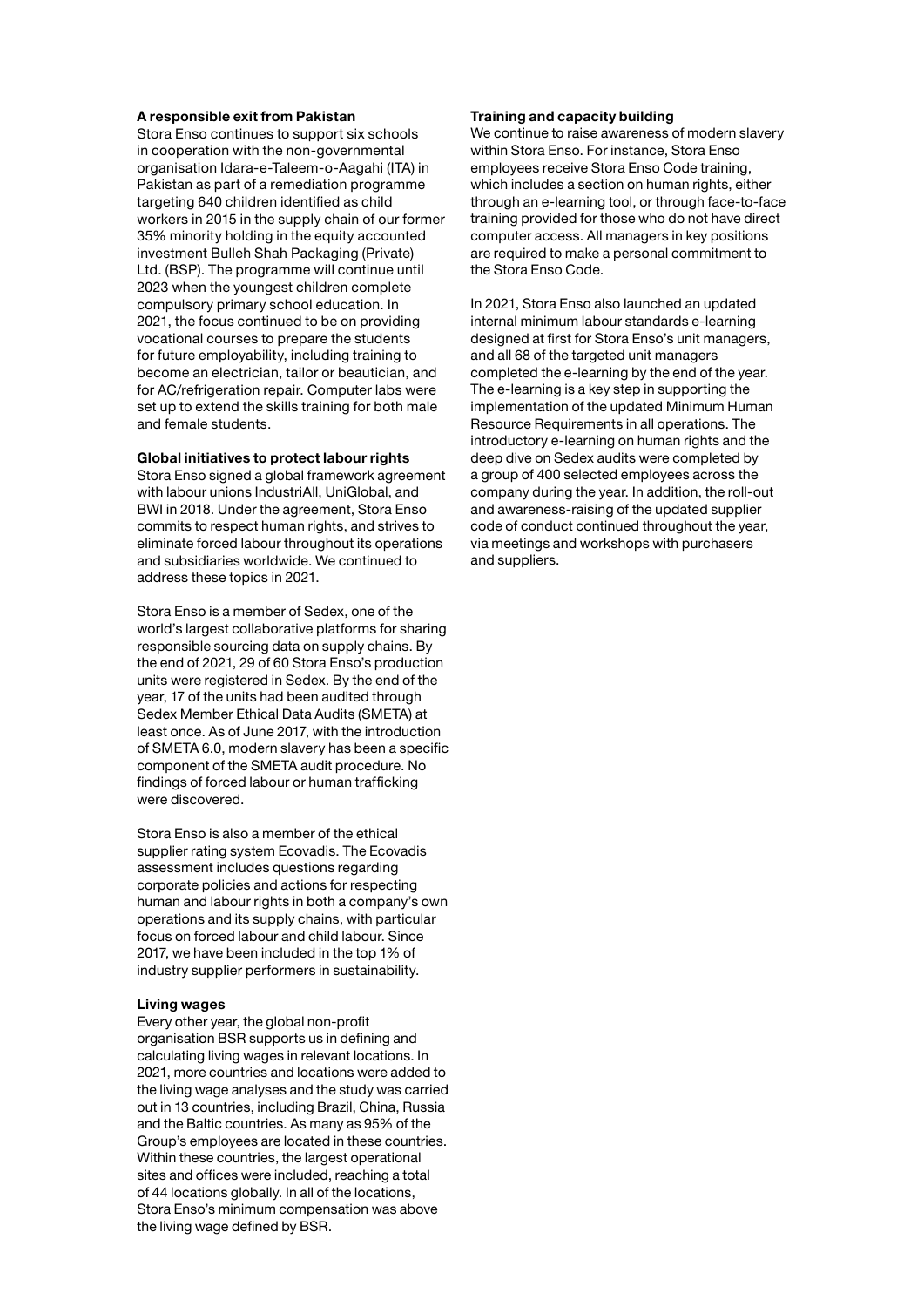## A responsible exit from Pakistan

Stora Enso continues to support six schools in cooperation with the non-governmental organisation Idara-e-Taleem-o-Aagahi (ITA) in Pakistan as part of a remediation programme targeting 640 children identified as child workers in 2015 in the supply chain of our former 35% minority holding in the equity accounted investment Bulleh Shah Packaging (Private) Ltd. (BSP). The programme will continue until 2023 when the youngest children complete compulsory primary school education. In 2021, the focus continued to be on providing vocational courses to prepare the students for future employability, including training to become an electrician, tailor or beautician, and for AC/refrigeration repair. Computer labs were set up to extend the skills training for both male and female students.

## Global initiatives to protect labour rights

Stora Enso signed a global framework agreement with labour unions IndustriAll, UniGlobal, and BWI in 2018. Under the agreement, Stora Enso commits to respect human rights, and strives to eliminate forced labour throughout its operations and subsidiaries worldwide. We continued to address these topics in 2021.

Stora Enso is a member of Sedex, one of the world's largest collaborative platforms for sharing responsible sourcing data on supply chains. By the end of 2021, 29 of 60 Stora Enso's production units were registered in Sedex. By the end of the year, 17 of the units had been audited through Sedex Member Ethical Data Audits (SMETA) at least once. As of June 2017, with the introduction of SMETA 6.0, modern slavery has been a specific component of the SMETA audit procedure. No findings of forced labour or human trafficking were discovered.

Stora Enso is also a member of the ethical supplier rating system Ecovadis. The Ecovadis assessment includes questions regarding corporate policies and actions for respecting human and labour rights in both a company's own operations and its supply chains, with particular focus on forced labour and child labour. Since 2017, we have been included in the top 1% of industry supplier performers in sustainability.

## Living wages

Every other year, the global non-profit organisation BSR supports us in defining and calculating living wages in relevant locations. In 2021, more countries and locations were added to the living wage analyses and the study was carried out in 13 countries, including Brazil, China, Russia and the Baltic countries. As many as 95% of the Group's employees are located in these countries. Within these countries, the largest operational sites and offices were included, reaching a total of 44 locations globally. In all of the locations, Stora Enso's minimum compensation was above the living wage defined by BSR.

## Training and capacity building

We continue to raise awareness of modern slavery within Stora Enso. For instance, Stora Enso employees receive Stora Enso Code training, which includes a section on human rights, either through an e-learning tool, or through face-to-face training provided for those who do not have direct computer access. All managers in key positions are required to make a personal commitment to the Stora Enso Code.

In 2021, Stora Enso also launched an updated internal minimum labour standards e-learning designed at first for Stora Enso's unit managers, and all 68 of the targeted unit managers completed the e-learning by the end of the year. The e-learning is a key step in supporting the implementation of the updated Minimum Human Resource Requirements in all operations. The introductory e-learning on human rights and the deep dive on Sedex audits were completed by a group of 400 selected employees across the company during the year. In addition, the roll-out and awareness-raising of the updated supplier code of conduct continued throughout the year, via meetings and workshops with purchasers and suppliers.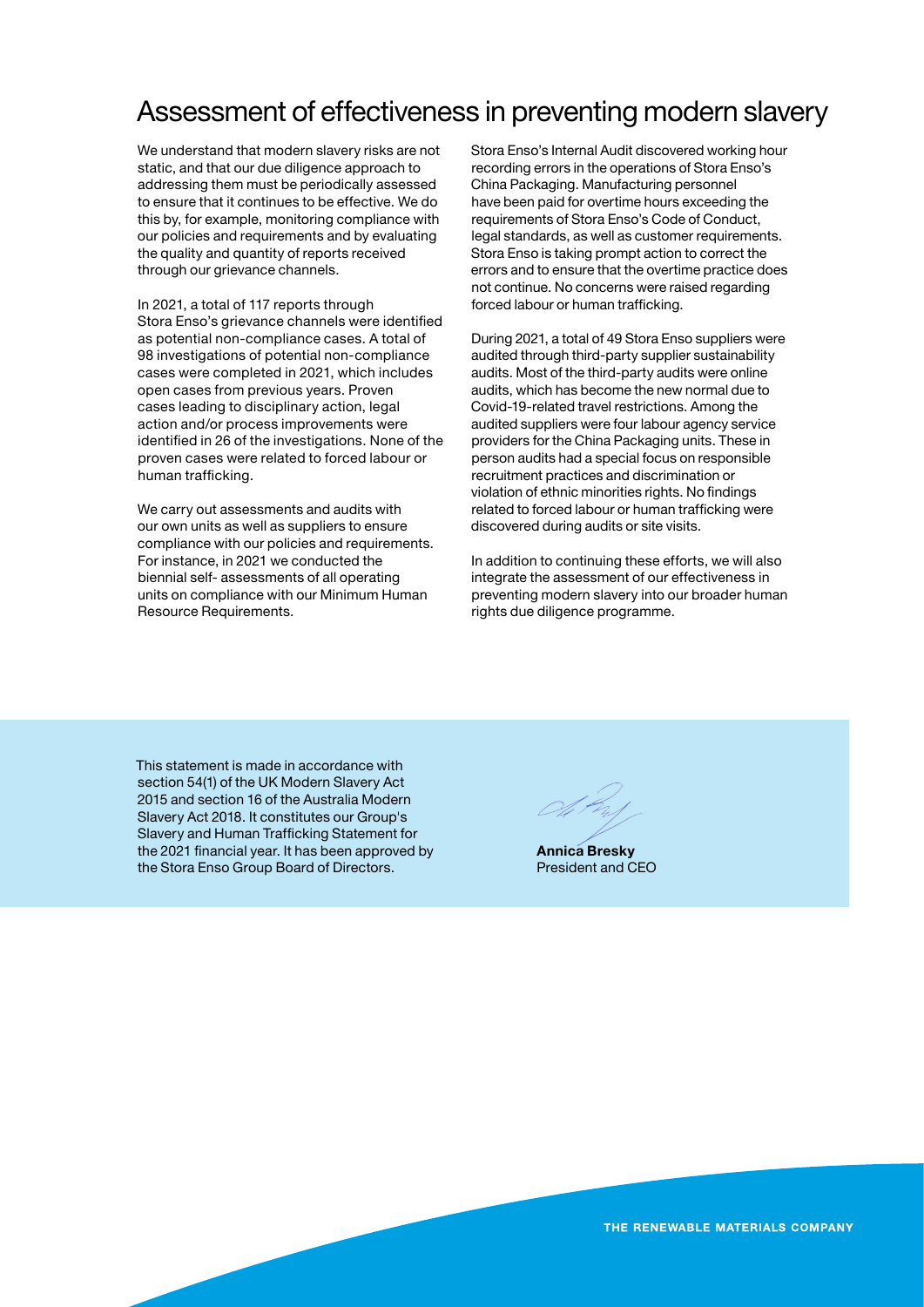# Assessment of effectiveness in preventing modern slavery

We understand that modern slavery risks are not static, and that our due diligence approach to addressing them must be periodically assessed to ensure that it continues to be effective. We do this by, for example, monitoring compliance with our policies and requirements and by evaluating the quality and quantity of reports received through our grievance channels.

In 2021, a total of 117 reports through Stora Enso's grievance channels were identified as potential non-compliance cases. A total of 98 investigations of potential non-compliance cases were completed in 2021, which includes open cases from previous years. Proven cases leading to disciplinary action, legal action and/or process improvements were identified in 26 of the investigations. None of the proven cases were related to forced labour or human trafficking.

We carry out assessments and audits with our own units as well as suppliers to ensure compliance with our policies and requirements. For instance, in 2021 we conducted the biennial self- assessments of all operating units on compliance with our Minimum Human Resource Requirements.

Stora Enso's Internal Audit discovered working hour recording errors in the operations of Stora Enso's China Packaging. Manufacturing personnel have been paid for overtime hours exceeding the requirements of Stora Enso's Code of Conduct, legal standards, as well as customer requirements. Stora Enso is taking prompt action to correct the errors and to ensure that the overtime practice does not continue. No concerns were raised regarding forced labour or human trafficking.

During 2021, a total of 49 Stora Enso suppliers were audited through third-party supplier sustainability audits. Most of the third-party audits were online audits, which has become the new normal due to Covid-19-related travel restrictions. Among the audited suppliers were four labour agency service providers for the China Packaging units. These in person audits had a special focus on responsible recruitment practices and discrimination or violation of ethnic minorities rights. No findings related to forced labour or human trafficking were discovered during audits or site visits.

In addition to continuing these efforts, we will also integrate the assessment of our effectiveness in preventing modern slavery into our broader human rights due diligence programme.

This statement is made in accordance with section 54(1) of the UK Modern Slavery Act 2015 and section 16 of the Australia Modern Slavery Act 2018. It constitutes our Group's Slavery and Human Trafficking Statement for the 2021 financial year. It has been approved by the Stora Enso Group Board of Directors.

**Annica Bresky**
President and CEO

THE RENEWABLE MATERIALS COMPANY